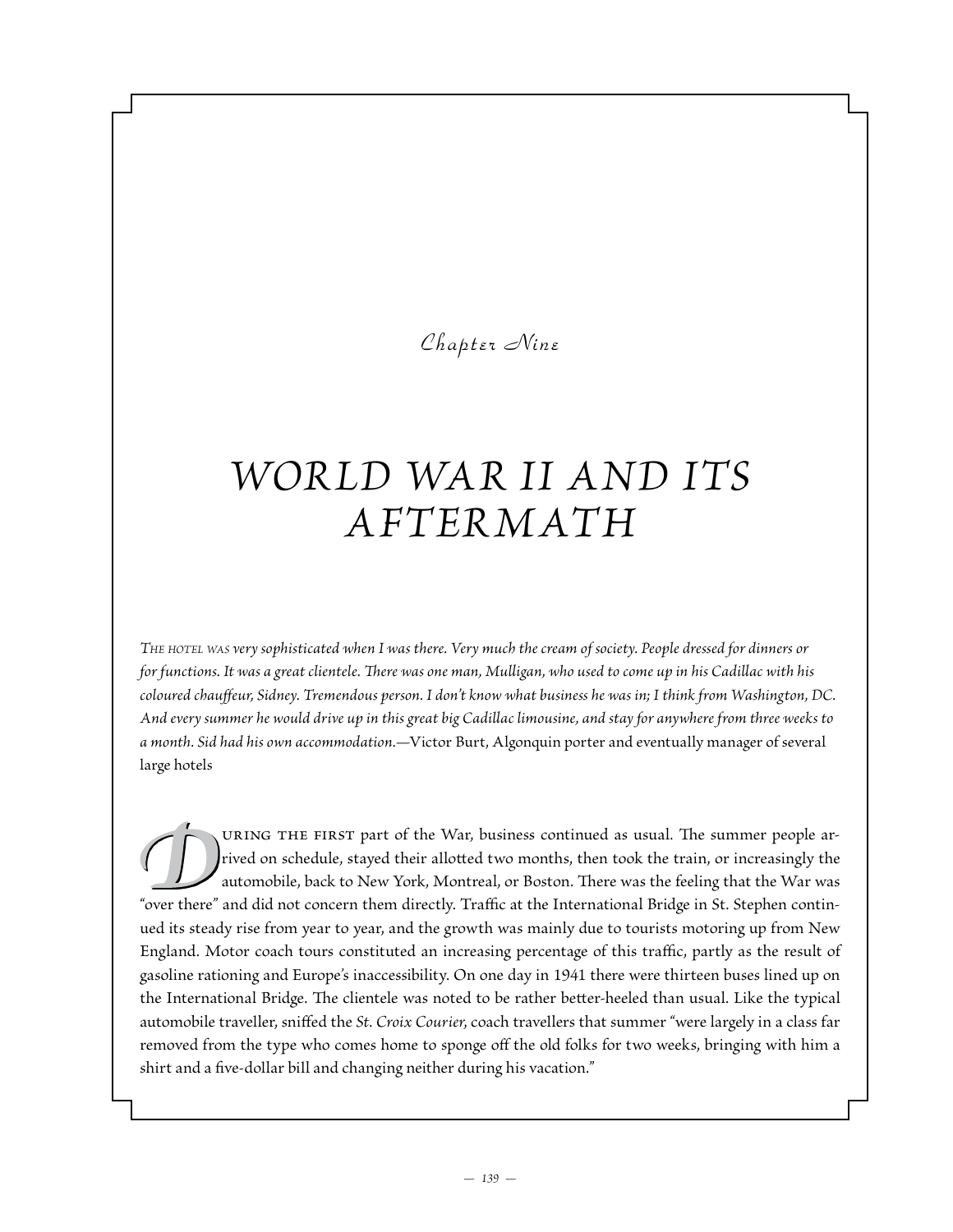*Chapter Nine*

# WORLD WAR II AND ITS AFTERMATH

*The hotel was very sophisticated when I was there. Very much the cream of society. People dressed for dinners or for functions. It was a great clientele. There was one man, Mulligan, who used to come up in his Cadillac with his coloured chauffeur, Sidney. Tremendous person. I don't know what business he was in; I think from Washington, DC. And every summer he would drive up in this great big Cadillac limousine, and stay for anywhere from three weeks to a month. Sid had his own accommodation.*—Victor Burt, Algonquin porter and eventually manager of several large hotels

During the first part of the War, business continued as usual. The summer people arrived on schedule, stayed their allotted two months, then took the train, or increasingly the automobile, back to New York, Montreal, or Boston. There was the feeling that the War was "over there" and did not concern them directly. Traffic at the International Bridge in St. Stephen continued its steady rise from year to year, and the growth was mainly due to tourists motoring up from New England. Motor coach tours constituted an increasing percentage of this traffic, partly as the result of gasoline rationing and Europe's inaccessibility. On one day in 1941 there were thirteen buses lined up on the International Bridge. The clientele was noted to be rather better-heeled than usual. Like the typical automobile traveller, sniffed the *St. Croix Courier*, coach travellers that summer "were largely in a class far removed from the type who comes home to sponge off the old folks for two weeks, bringing with him a shirt and a five-dollar bill and changing neither during his vacation."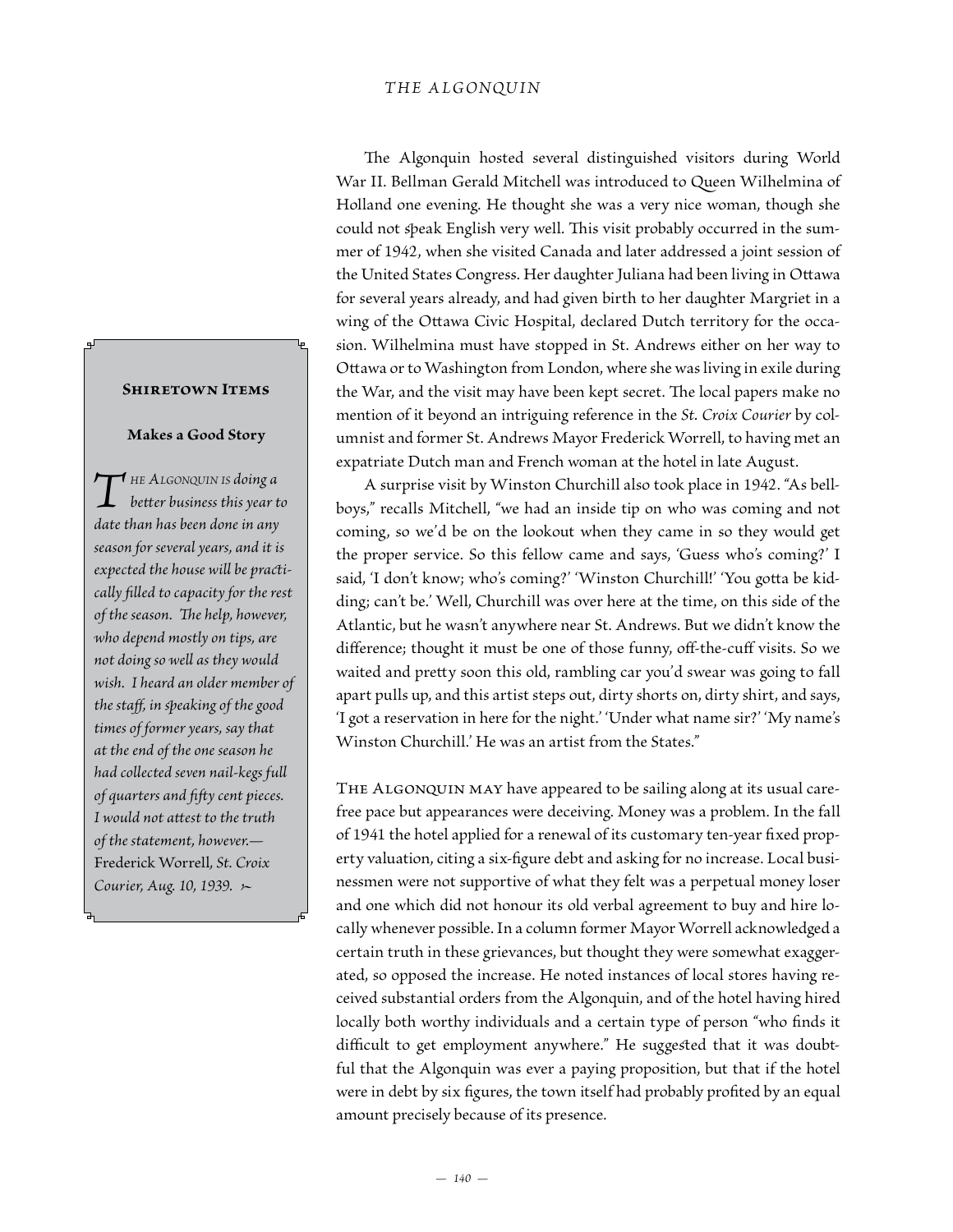The Algonquin hosted several distinguished visitors during World War II. Bellman Gerald Mitchell was introduced to Queen Wilhelmina of Holland one evening. He thought she was a very nice woman, though she could not speak English very well. This visit probably occurred in the summer of 1942, when she visited Canada and later addressed a joint session of the United States Congress. Her daughter Juliana had been living in Ottawa for several years already, and had given birth to her daughter Margriet in a wing of the Ottawa Civic Hospital, declared Dutch territory for the occasion. Wilhelmina must have stopped in St. Andrews either on her way to Ottawa or to Washington from London, where she was living in exile during the War, and the visit may have been kept secret. The local papers make no mention of it beyond an intriguing reference in the *St. Croix Courier* by columnist and former St. Andrews Mayor Frederick Worrell, to having met an expatriate Dutch man and French woman at the hotel in late August.

A surprise visit by Winston Churchill also took place in 1942. "As bellboys," recalls Mitchell, "we had an inside tip on who was coming and not coming, so we'd be on the lookout when they came in so they would get the proper service. So this fellow came and says, 'Guess who's coming?' I said, 'I don't know; who's coming?' 'Winston Churchill!' 'You gotta be kidding; can't be.' Well, Churchill was over here at the time, on this side of the Atlantic, but he wasn't anywhere near St. Andrews. But we didn't know the difference; thought it must be one of those funny, off-the-cuff visits. So we waited and pretty soon this old, rambling car you'd swear was going to fall apart pulls up, and this artist steps out, dirty shorts on, dirty shirt, and says, 'I got a reservation in here for the night.' 'Under what name sir?' 'My name's Winston Churchill.' He was an artist from the States."

> **Shiretown Items**
>
> **Makes a Good Story**
>
> *The Algonquin is doing a better business this year to date than has been done in any season for several years, and it is expected the house will be practically filled to capacity for the rest of the season. The help, however, who depend mostly on tips, are not doing so well as they would wish. I heard an older member of the staff, in speaking of the good times of former years, say that at the end of the one season he had collected seven nail-kegs full of quarters and fifty cent pieces. I would not attest to the truth of the statement, however.*— Frederick Worrell, *St. Croix Courier, Aug. 10, 1939.*

The Algonquin may have appeared to be sailing along at its usual carefree pace but appearances were deceiving. Money was a problem. In the fall of 1941 the hotel applied for a renewal of its customary ten-year fixed property valuation, citing a six-figure debt and asking for no increase. Local businessmen were not supportive of what they felt was a perpetual money loser and one which did not honour its old verbal agreement to buy and hire locally whenever possible. In a column former Mayor Worrell acknowledged a certain truth in these grievances, but thought they were somewhat exaggerated, so opposed the increase. He noted instances of local stores having received substantial orders from the Algonquin, and of the hotel having hired locally both worthy individuals and a certain type of person "who finds it difficult to get employment anywhere." He suggested that it was doubtful that the Algonquin was ever a paying proposition, but that if the hotel were in debt by six figures, the town itself had probably profited by an equal amount precisely because of its presence.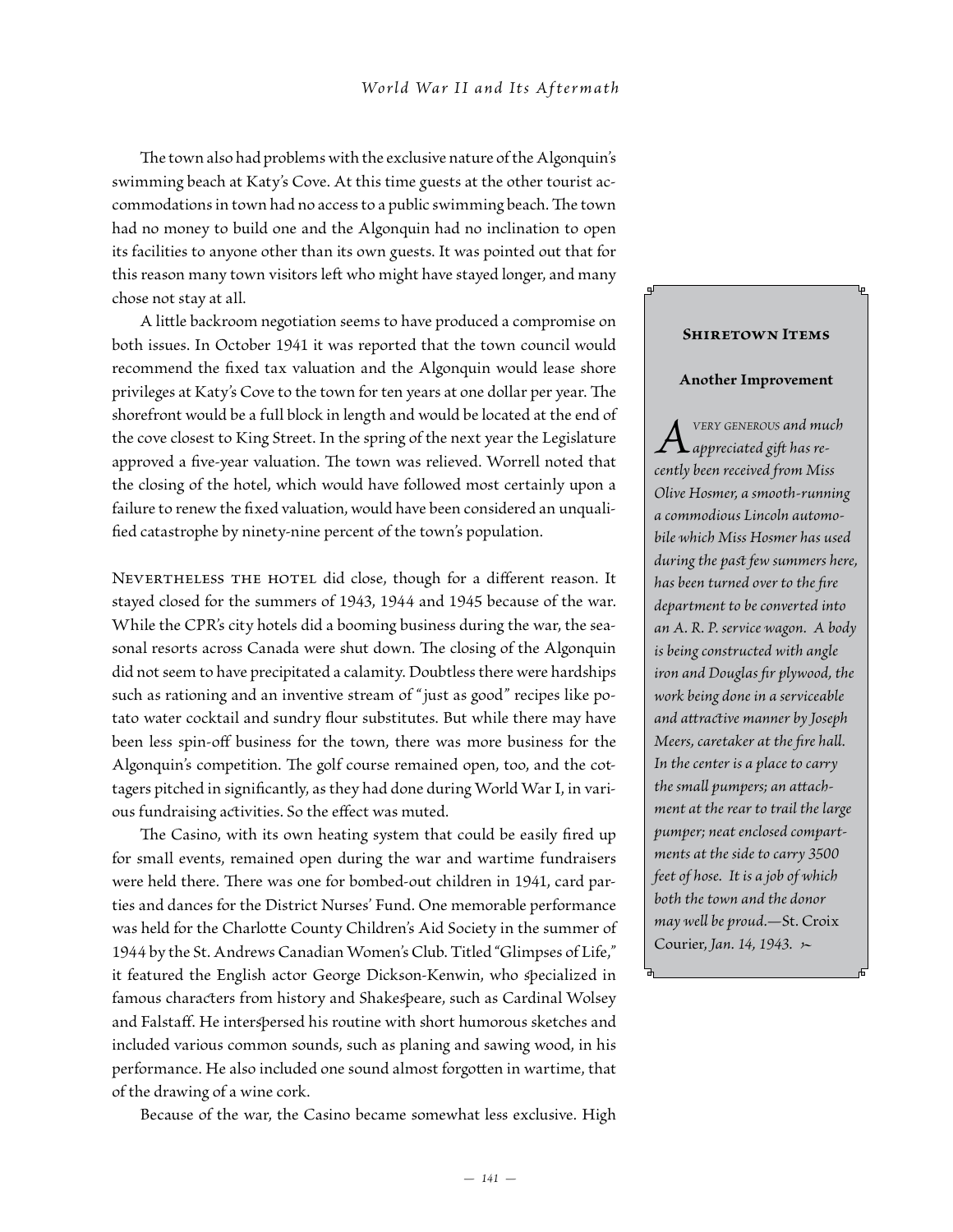The town also had problems with the exclusive nature of the Algonquin's swimming beach at Katy's Cove. At this time guests at the other tourist accommodations in town had no access to a public swimming beach. The town had no money to build one and the Algonquin had no inclination to open its facilities to anyone other than its own guests. It was pointed out that for this reason many town visitors left who might have stayed longer, and many chose not stay at all.

A little backroom negotiation seems to have produced a compromise on both issues. In October 1941 it was reported that the town council would recommend the fixed tax valuation and the Algonquin would lease shore privileges at Katy's Cove to the town for ten years at one dollar per year. The shorefront would be a full block in length and would be located at the end of the cove closest to King Street. In the spring of the next year the Legislature approved a five-year valuation. The town was relieved. Worrell noted that the closing of the hotel, which would have followed most certainly upon a failure to renew the fixed valuation, would have been considered an unqualified catastrophe by ninety-nine percent of the town's population.

Nevertheless the hotel did close, though for a different reason. It stayed closed for the summers of 1943, 1944 and 1945 because of the war. While the CPR's city hotels did a booming business during the war, the seasonal resorts across Canada were shut down. The closing of the Algonquin did not seem to have precipitated a calamity. Doubtless there were hardships such as rationing and an inventive stream of "just as good" recipes like potato water cocktail and sundry flour substitutes. But while there may have been less spin-off business for the town, there was more business for the Algonquin's competition. The golf course remained open, too, and the cottagers pitched in significantly, as they had done during World War I, in various fundraising activities. So the effect was muted.

The Casino, with its own heating system that could be easily fired up for small events, remained open during the war and wartime fundraisers were held there. There was one for bombed-out children in 1941, card parties and dances for the District Nurses' Fund. One memorable performance was held for the Charlotte County Children's Aid Society in the summer of 1944 by the St. Andrews Canadian Women's Club. Titled "Glimpses of Life," it featured the English actor George Dickson-Kenwin, who specialized in famous characters from history and Shakespeare, such as Cardinal Wolsey and Falstaff. He interspersed his routine with short humorous sketches and included various common sounds, such as planing and sawing wood, in his performance. He also included one sound almost forgotten in wartime, that of the drawing of a wine cork.

Because of the war, the Casino became somewhat less exclusive. High

> **Shiretown Items**
>
> **Another Improvement**
>
> *A very generous and much appreciated gift has recently been received from Miss Olive Hosmer, a smooth-running a commodious Lincoln automobile which Miss Hosmer has used during the past few summers here, has been turned over to the fire department to be converted into an A. R. P. service wagon. A body is being constructed with angle iron and Douglas fir plywood, the work being done in a serviceable and attractive manner by Joseph Meers, caretaker at the fire hall. In the center is a place to carry the small pumpers; an attachment at the rear to trail the large pumper; neat enclosed compartments at the side to carry 3500 feet of hose. It is a job of which both the town and the donor may well be proud.*—St. Croix Courier, *Jan. 14, 1943.*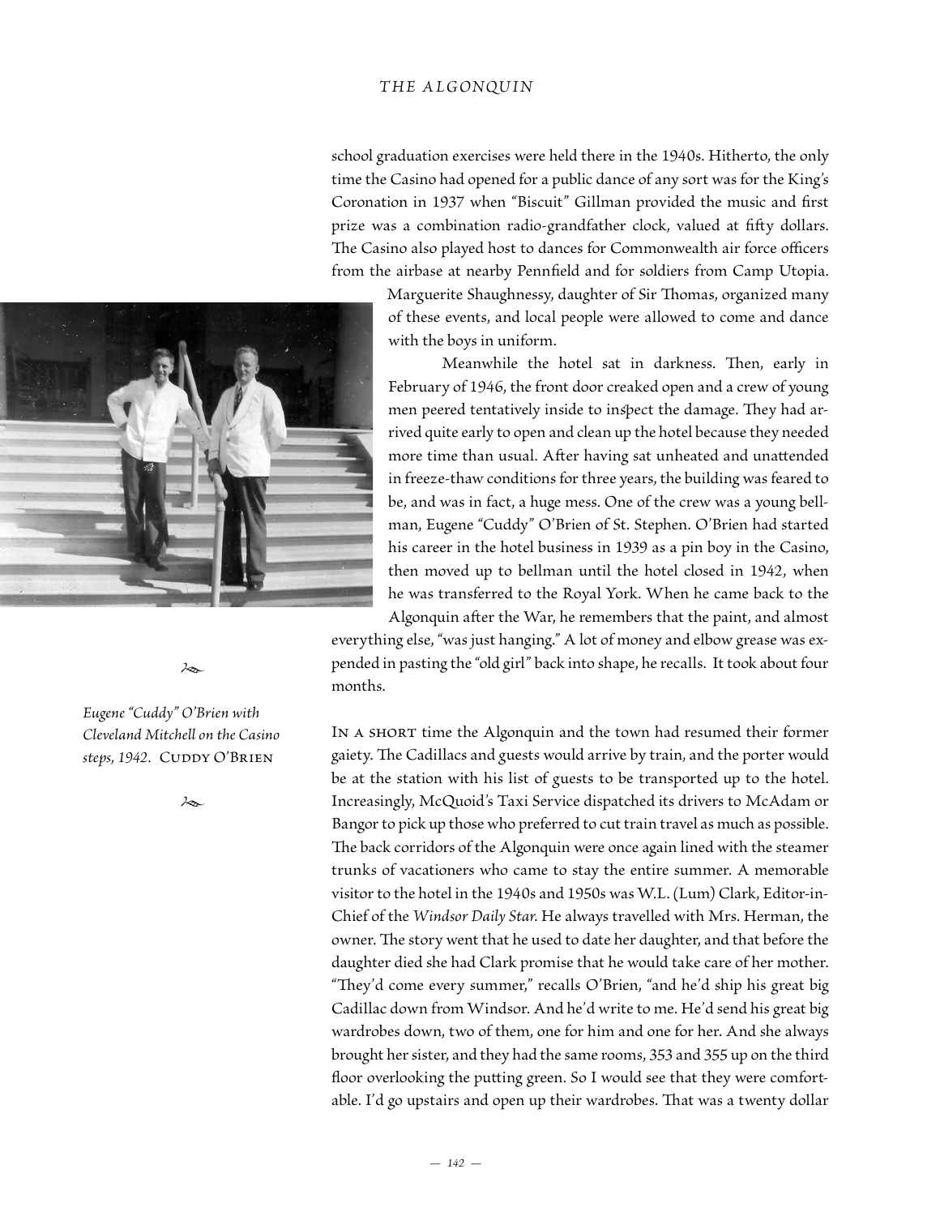school graduation exercises were held there in the 1940s. Hitherto, the only time the Casino had opened for a public dance of any sort was for the King's Coronation in 1937 when "Biscuit" Gillman provided the music and first prize was a combination radio-grandfather clock, valued at fifty dollars. The Casino also played host to dances for Commonwealth air force officers from the airbase at nearby Pennfield and for soldiers from Camp Utopia. Marguerite Shaughnessy, daughter of Sir Thomas, organized many of these events, and local people were allowed to come and dance with the boys in uniform.

Meanwhile the hotel sat in darkness. Then, early in February of 1946, the front door creaked open and a crew of young men peered tentatively inside to inspect the damage. They had arrived quite early to open and clean up the hotel because they needed more time than usual. After having sat unheated and unattended in freeze-thaw conditions for three years, the building was feared to be, and was in fact, a huge mess. One of the crew was a young bellman, Eugene "Cuddy" O'Brien of St. Stephen. O'Brien had started his career in the hotel business in 1939 as a pin boy in the Casino, then moved up to bellman until the hotel closed in 1942, when he was transferred to the Royal York. When he came back to the Algonquin after the War, he remembers that the paint, and almost everything else, "was just hanging." A lot of money and elbow grease was expended in pasting the "old girl" back into shape, he recalls. It took about four months.

*Eugene "Cuddy" O'Brien with Cleveland Mitchell on the Casino steps, 1942.* CUDDY O'BRIEN

IN A SHORT time the Algonquin and the town had resumed their former gaiety. The Cadillacs and guests would arrive by train, and the porter would be at the station with his list of guests to be transported up to the hotel. Increasingly, McQuoid's Taxi Service dispatched its drivers to McAdam or Bangor to pick up those who preferred to cut train travel as much as possible. The back corridors of the Algonquin were once again lined with the steamer trunks of vacationers who came to stay the entire summer. A memorable visitor to the hotel in the 1940s and 1950s was W.L. (Lum) Clark, Editor-in-Chief of the *Windsor Daily Star*. He always travelled with Mrs. Herman, the owner. The story went that he used to date her daughter, and that before the daughter died she had Clark promise that he would take care of her mother. "They'd come every summer," recalls O'Brien, "and he'd ship his great big Cadillac down from Windsor. And he'd write to me. He'd send his great big wardrobes down, two of them, one for him and one for her. And she always brought her sister, and they had the same rooms, 353 and 355 up on the third floor overlooking the putting green. So I would see that they were comfortable. I'd go upstairs and open up their wardrobes. That was a twenty dollar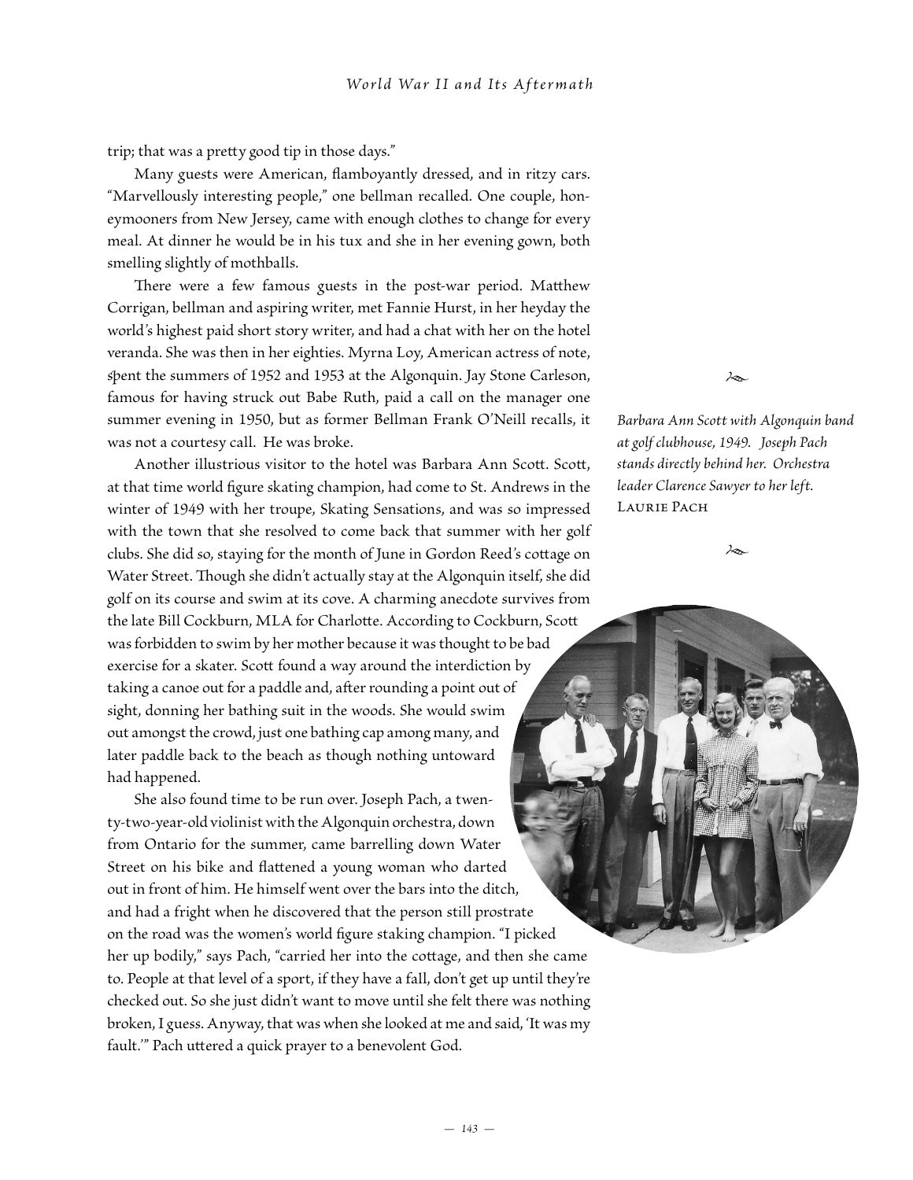trip; that was a pretty good tip in those days."

Many guests were American, flamboyantly dressed, and in ritzy cars. "Marvellously interesting people," one bellman recalled. One couple, honeymooners from New Jersey, came with enough clothes to change for every meal. At dinner he would be in his tux and she in her evening gown, both smelling slightly of mothballs.

There were a few famous guests in the post-war period. Matthew Corrigan, bellman and aspiring writer, met Fannie Hurst, in her heyday the world's highest paid short story writer, and had a chat with her on the hotel veranda. She was then in her eighties. Myrna Loy, American actress of note, spent the summers of 1952 and 1953 at the Algonquin. Jay Stone Carleson, famous for having struck out Babe Ruth, paid a call on the manager one summer evening in 1950, but as former Bellman Frank O'Neill recalls, it was not a courtesy call. He was broke.

Another illustrious visitor to the hotel was Barbara Ann Scott. Scott, at that time world figure skating champion, had come to St. Andrews in the winter of 1949 with her troupe, Skating Sensations, and was so impressed with the town that she resolved to come back that summer with her golf clubs. She did so, staying for the month of June in Gordon Reed's cottage on Water Street. Though she didn't actually stay at the Algonquin itself, she did golf on its course and swim at its cove. A charming anecdote survives from the late Bill Cockburn, MLA for Charlotte. According to Cockburn, Scott was forbidden to swim by her mother because it was thought to be bad exercise for a skater. Scott found a way around the interdiction by taking a canoe out for a paddle and, after rounding a point out of sight, donning her bathing suit in the woods. She would swim out amongst the crowd, just one bathing cap among many, and later paddle back to the beach as though nothing untoward had happened.

She also found time to be run over. Joseph Pach, a twenty-two-year-old violinist with the Algonquin orchestra, down from Ontario for the summer, came barrelling down Water Street on his bike and flattened a young woman who darted out in front of him. He himself went over the bars into the ditch, and had a fright when he discovered that the person still prostrate on the road was the women's world figure staking champion. "I picked her up bodily," says Pach, "carried her into the cottage, and then she came to. People at that level of a sport, if they have a fall, don't get up until they're checked out. So she just didn't want to move until she felt there was nothing broken, I guess. Anyway, that was when she looked at me and said, 'It was my fault.'" Pach uttered a quick prayer to a benevolent God.

*Barbara Ann Scott with Algonquin band at golf clubhouse, 1949. Joseph Pach stands directly behind her. Orchestra leader Clarence Sawyer to her left.* Laurie Pach